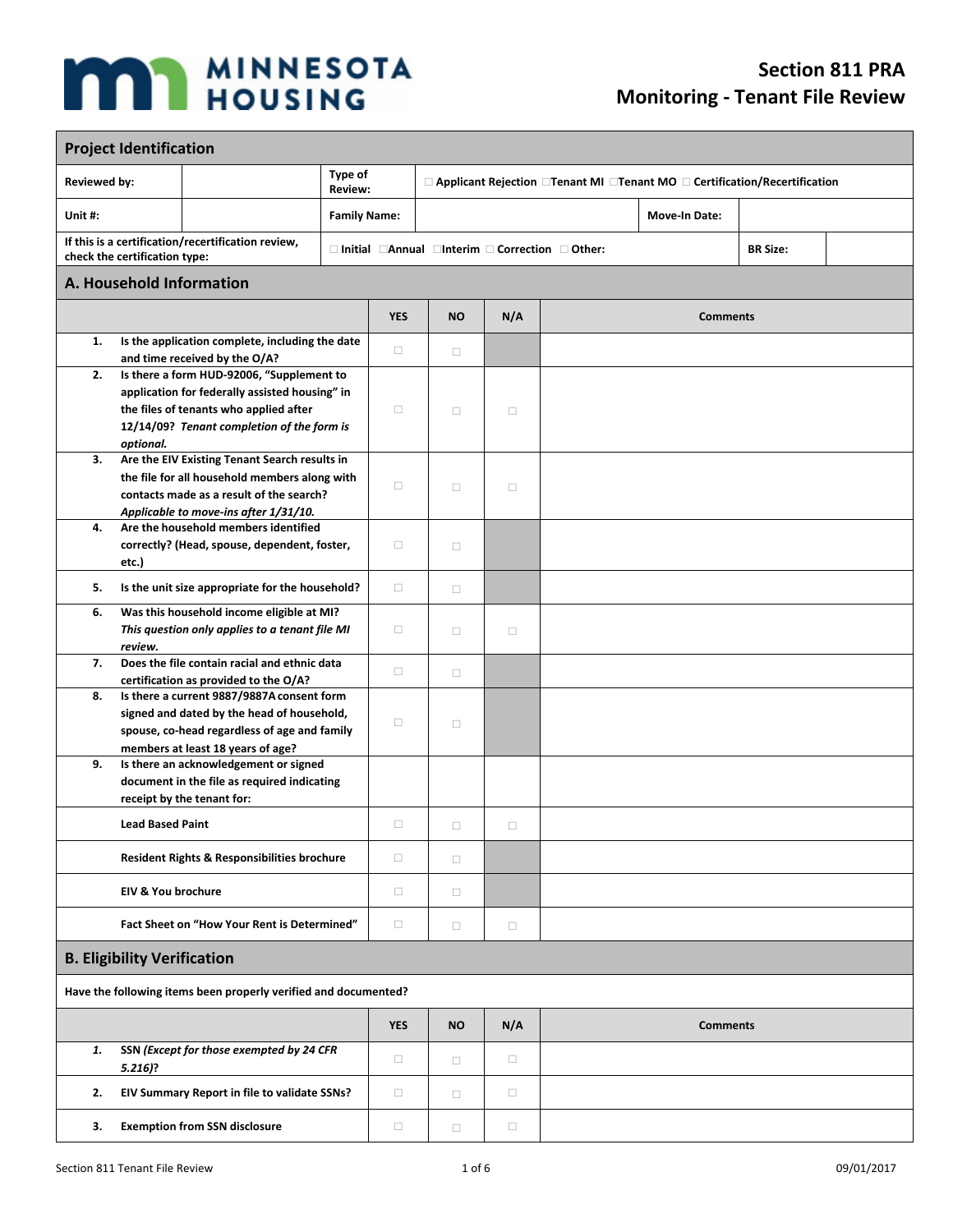MINNESOTA HOUSING

# Section 811 PRA
# Monitoring - Tenant File Review

## Project Identification

| | | | | | |
|---|---|---|---|---|---|
| **Reviewed by:** | | **Type of Review:** | ☐ Applicant Rejection ☐Tenant MI ☐Tenant MO ☐ Certification/Recertification | | |
| **Unit #:** | | **Family Name:** | | **Move-In Date:** | |
| **If this is a certification/recertification review, check the certification type:** | | ☐ Initial ☐Annual ☐Interim ☐ Correction ☐ Other: | | **BR Size:** | |

## A. Household Information

| | | YES | NO | N/A | Comments |
|---|---|---|---|---|---|
| **1.** | **Is the application complete, including the date and time received by the O/A?** | ☐ | ☐ | | |
| **2.** | **Is there a form HUD-92006, "Supplement to application for federally assisted housing" in the files of tenants who applied after 12/14/09?** ***Tenant completion of the form is optional.*** | ☐ | ☐ | ☐ | |
| **3.** | **Are the EIV Existing Tenant Search results in the file for all household members along with contacts made as a result of the search?** ***Applicable to move-ins after 1/31/10.*** | ☐ | ☐ | ☐ | |
| **4.** | **Are the household members identified correctly? (Head, spouse, dependent, foster, etc.)** | ☐ | ☐ | | |
| **5.** | **Is the unit size appropriate for the household?** | ☐ | ☐ | | |
| **6.** | **Was this household income eligible at MI?** ***This question only applies to a tenant file MI review.*** | ☐ | ☐ | ☐ | |
| **7.** | **Does the file contain racial and ethnic data certification as provided to the O/A?** | ☐ | ☐ | | |
| **8.** | **Is there a current 9887/9887A consent form signed and dated by the head of household, spouse, co-head regardless of age and family members at least 18 years of age?** | ☐ | ☐ | | |
| **9.** | **Is there an acknowledgement or signed document in the file as required indicating receipt by the tenant for:** | | | | |
| | **Lead Based Paint** | ☐ | ☐ | ☐ | |
| | **Resident Rights & Responsibilities brochure** | ☐ | ☐ | | |
| | **EIV & You brochure** | ☐ | ☐ | | |
| | **Fact Sheet on "How Your Rent is Determined"** | ☐ | ☐ | ☐ | |

## B. Eligibility Verification

**Have the following items been properly verified and documented?**

| | | YES | NO | N/A | Comments |
|---|---|---|---|---|---|
| ***1.*** | **SSN** ***(Except for those exempted by 24 CFR 5.216)?*** | ☐ | ☐ | ☐ | |
| **2.** | **EIV Summary Report in file to validate SSNs?** | ☐ | ☐ | ☐ | |
| **3.** | **Exemption from SSN disclosure** | ☐ | ☐ | ☐ | |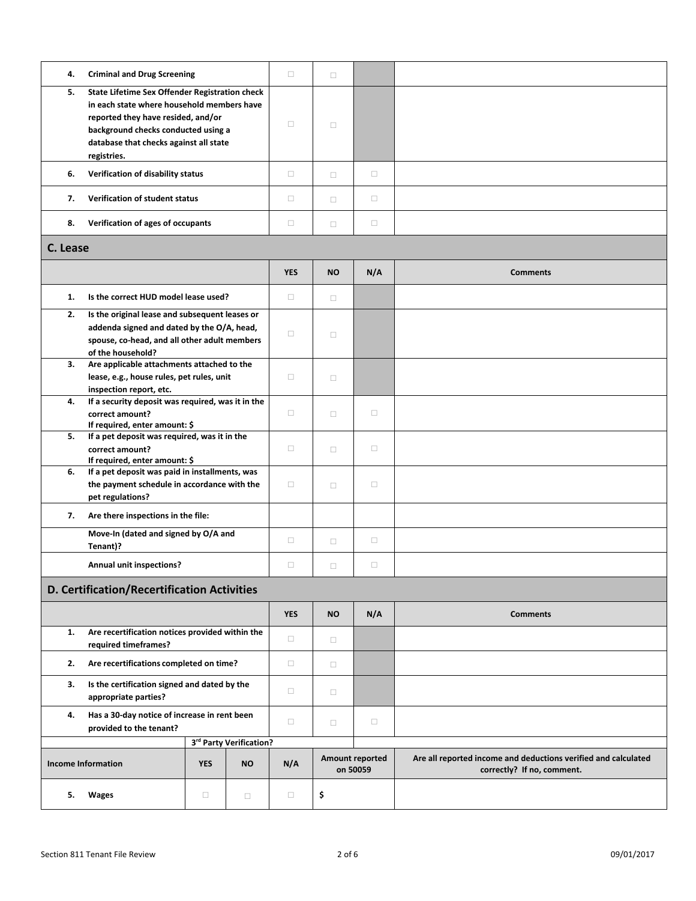| | | | | | |
|---|---|---|---|---|---|
| 4. | **Criminal and Drug Screening** | ☐ | ☐ | | |
| 5. | **State Lifetime Sex Offender Registration check in each state where household members have reported they have resided, and/or background checks conducted using a database that checks against all state registries.** | ☐ | ☐ | | |
| 6. | **Verification of disability status** | ☐ | ☐ | ☐ | |
| 7. | **Verification of student status** | ☐ | ☐ | ☐ | |
| 8. | **Verification of ages of occupants** | ☐ | ☐ | ☐ | |

## C. Lease

| | | YES | NO | N/A | Comments |
|---|---|---|---|---|---|
| 1. | **Is the correct HUD model lease used?** | ☐ | ☐ | | |
| 2. | **Is the original lease and subsequent leases or addenda signed and dated by the O/A, head, spouse, co-head, and all other adult members of the household?** | ☐ | ☐ | | |
| 3. | **Are applicable attachments attached to the lease, e.g., house rules, pet rules, unit inspection report, etc.** | ☐ | ☐ | | |
| 4. | **If a security deposit was required, was it in the correct amount? If required, enter amount: $** | ☐ | ☐ | ☐ | |
| 5. | **If a pet deposit was required, was it in the correct amount? If required, enter amount: $** | ☐ | ☐ | ☐ | |
| 6. | **If a pet deposit was paid in installments, was the payment schedule in accordance with the pet regulations?** | ☐ | ☐ | ☐ | |
| 7. | **Are there inspections in the file:** | | | | |
| | **Move-In (dated and signed by O/A and Tenant)?** | ☐ | ☐ | ☐ | |
| | **Annual unit inspections?** | ☐ | ☐ | ☐ | |

## D. Certification/Recertification Activities

| | | YES | NO | N/A | Comments |
|---|---|---|---|---|---|
| 1. | **Are recertification notices provided within the required timeframes?** | ☐ | ☐ | | |
| 2. | **Are recertifications completed on time?** | ☐ | ☐ | | |
| 3. | **Is the certification signed and dated by the appropriate parties?** | ☐ | ☐ | | |
| 4. | **Has a 30-day notice of increase in rent been provided to the tenant?** | ☐ | ☐ | ☐ | |

| | | 3rd Party Verification? | | | | |
|---|---|---|---|---|---|---|
| **Income Information** | | **YES** | **NO** | **N/A** | **Amount reported on 50059** | **Are all reported income and deductions verified and calculated correctly? If no, comment.** |
| 5. | **Wages** | ☐ | ☐ | ☐ | $ | |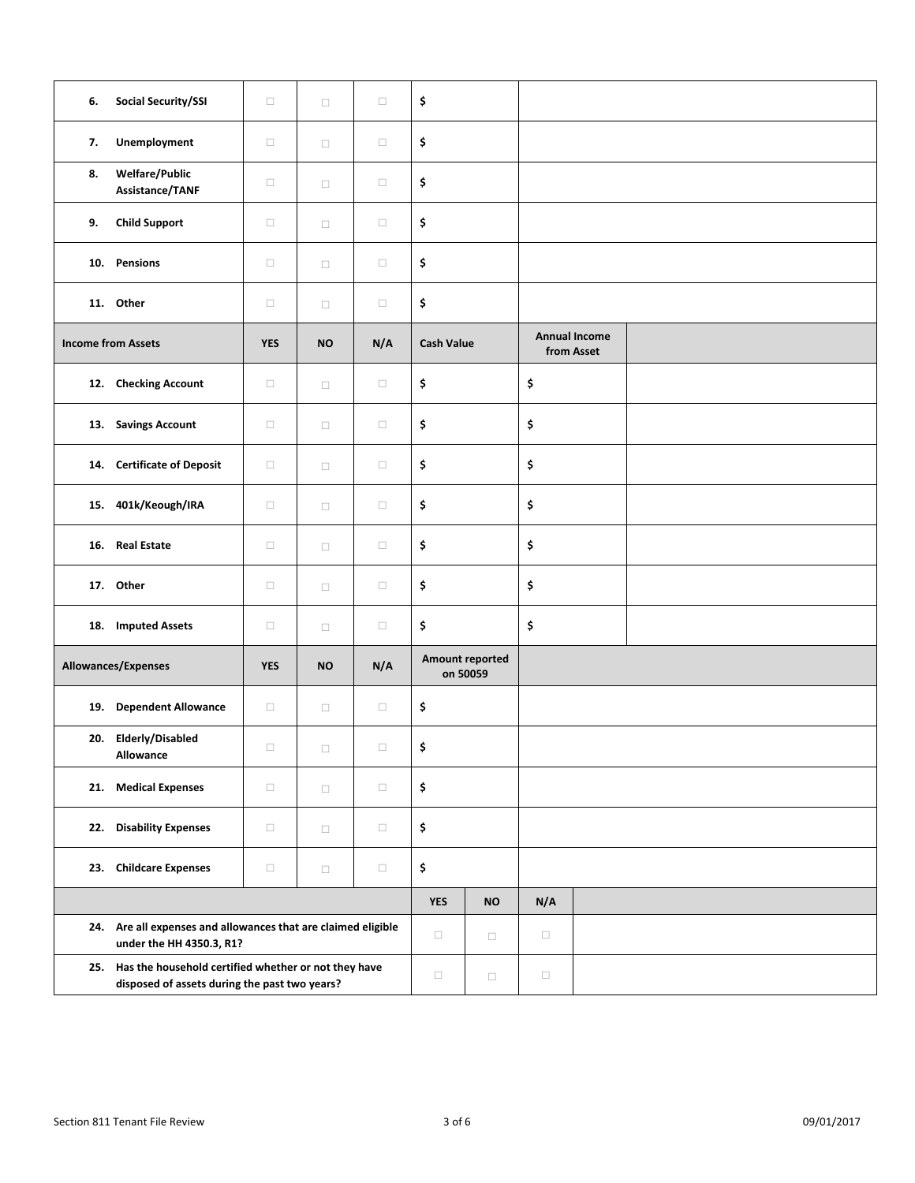| | | | | | | |
|---|---|---|---|---|---|---|
| 6. **Social Security/SSI** | ☐ | ☐ | ☐ | $ | | |
| 7. **Unemployment** | ☐ | ☐ | ☐ | $ | | |
| 8. **Welfare/Public Assistance/TANF** | ☐ | ☐ | ☐ | $ | | |
| 9. **Child Support** | ☐ | ☐ | ☐ | $ | | |
| 10. **Pensions** | ☐ | ☐ | ☐ | $ | | |
| 11. **Other** | ☐ | ☐ | ☐ | $ | | |
| **Income from Assets** | **YES** | **NO** | **N/A** | **Cash Value** | **Annual Income from Asset** | |
| 12. **Checking Account** | ☐ | ☐ | ☐ | $ | $ | |
| 13. **Savings Account** | ☐ | ☐ | ☐ | $ | $ | |
| 14. **Certificate of Deposit** | ☐ | ☐ | ☐ | $ | $ | |
| 15. **401k/Keough/IRA** | ☐ | ☐ | ☐ | $ | $ | |
| 16. **Real Estate** | ☐ | ☐ | ☐ | $ | $ | |
| 17. **Other** | ☐ | ☐ | ☐ | $ | $ | |
| 18. **Imputed Assets** | ☐ | ☐ | ☐ | $ | $ | |
| **Allowances/Expenses** | **YES** | **NO** | **N/A** | **Amount reported on 50059** | | |
| 19. **Dependent Allowance** | ☐ | ☐ | ☐ | $ | | |
| 20. **Elderly/Disabled Allowance** | ☐ | ☐ | ☐ | $ | | |
| 21. **Medical Expenses** | ☐ | ☐ | ☐ | $ | | |
| 22. **Disability Expenses** | ☐ | ☐ | ☐ | $ | | |
| 23. **Childcare Expenses** | ☐ | ☐ | ☐ | $ | | |

| | **YES** | **NO** | **N/A** | |
|---|---|---|---|---|
| 24. **Are all expenses and allowances that are claimed eligible under the HH 4350.3, R1?** | ☐ | ☐ | ☐ | |
| 25. **Has the household certified whether or not they have disposed of assets during the past two years?** | ☐ | ☐ | ☐ | |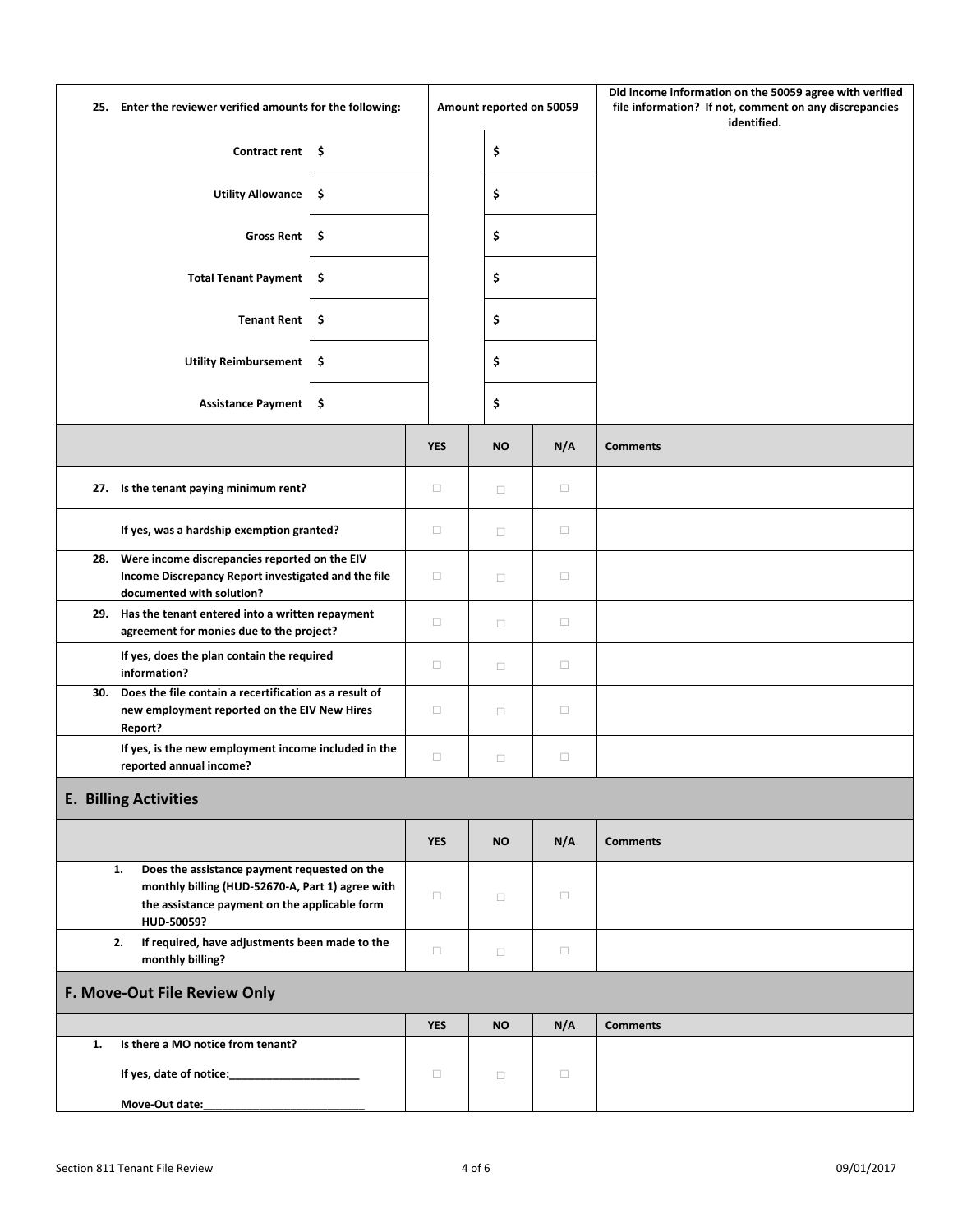| 25. Enter the reviewer verified amounts for the following: | | Amount reported on 50059 | Did income information on the 50059 agree with verified file information? If not, comment on any discrepancies identified. |
|---|---|---|---|
| Contract rent | $ | $ | |
| Utility Allowance | $ | $ | |
| Gross Rent | $ | $ | |
| Total Tenant Payment | $ | $ | |
| Tenant Rent | $ | $ | |
| Utility Reimbursement | $ | $ | |
| Assistance Payment | $ | $ | |

| | YES | NO | N/A | Comments |
|---|---|---|---|---|
| **27. Is the tenant paying minimum rent?** | ☐ | ☐ | ☐ | |
| **If yes, was a hardship exemption granted?** | ☐ | ☐ | ☐ | |
| **28. Were income discrepancies reported on the EIV Income Discrepancy Report investigated and the file documented with solution?** | ☐ | ☐ | ☐ | |
| **29. Has the tenant entered into a written repayment agreement for monies due to the project?** | ☐ | ☐ | ☐ | |
| **If yes, does the plan contain the required information?** | ☐ | ☐ | ☐ | |
| **30. Does the file contain a recertification as a result of new employment reported on the EIV New Hires Report?** | ☐ | ☐ | ☐ | |
| **If yes, is the new employment income included in the reported annual income?** | ☐ | ☐ | ☐ | |

## E. Billing Activities

| | YES | NO | N/A | Comments |
|---|---|---|---|---|
| **1. Does the assistance payment requested on the monthly billing (HUD-52670-A, Part 1) agree with the assistance payment on the applicable form HUD-50059?** | ☐ | ☐ | ☐ | |
| **2. If required, have adjustments been made to the monthly billing?** | ☐ | ☐ | ☐ | |

## F. Move-Out File Review Only

| | YES | NO | N/A | Comments |
|---|---|---|---|---|
| **1. Is there a MO notice from tenant?**<br>**If yes, date of notice:____________________**<br>**Move-Out date:________________________** | ☐ | ☐ | ☐ | |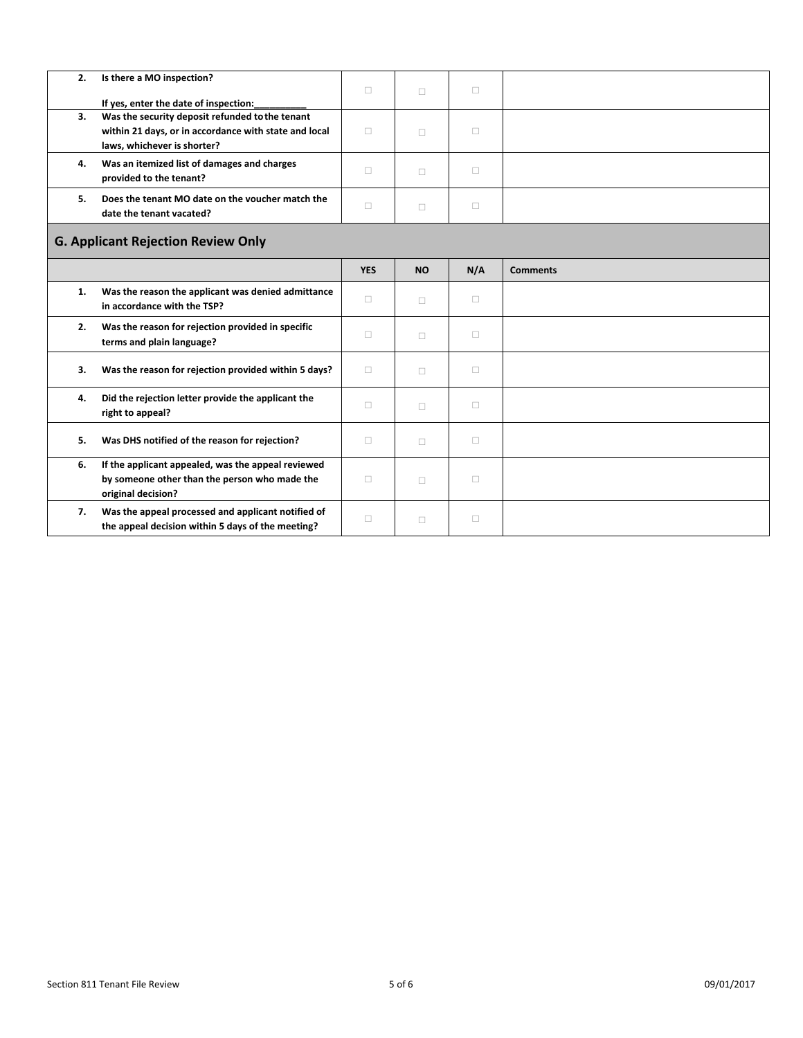| | | | | | |
|---|---|---|---|---|---|
| **2.** | **Is there a MO inspection?**<br><br>**If yes, enter the date of inspection:__________** | ☐ | ☐ | ☐ | |
| **3.** | **Was the security deposit refunded to the tenant within 21 days, or in accordance with state and local laws, whichever is shorter?** | ☐ | ☐ | ☐ | |
| **4.** | **Was an itemized list of damages and charges provided to the tenant?** | ☐ | ☐ | ☐ | |
| **5.** | **Does the tenant MO date on the voucher match the date the tenant vacated?** | ☐ | ☐ | ☐ | |

## G. Applicant Rejection Review Only

| | | YES | NO | N/A | Comments |
|---|---|---|---|---|---|
| **1.** | **Was the reason the applicant was denied admittance in accordance with the TSP?** | ☐ | ☐ | ☐ | |
| **2.** | **Was the reason for rejection provided in specific terms and plain language?** | ☐ | ☐ | ☐ | |
| **3.** | **Was the reason for rejection provided within 5 days?** | ☐ | ☐ | ☐ | |
| **4.** | **Did the rejection letter provide the applicant the right to appeal?** | ☐ | ☐ | ☐ | |
| **5.** | **Was DHS notified of the reason for rejection?** | ☐ | ☐ | ☐ | |
| **6.** | **If the applicant appealed, was the appeal reviewed by someone other than the person who made the original decision?** | ☐ | ☐ | ☐ | |
| **7.** | **Was the appeal processed and applicant notified of the appeal decision within 5 days of the meeting?** | ☐ | ☐ | ☐ | |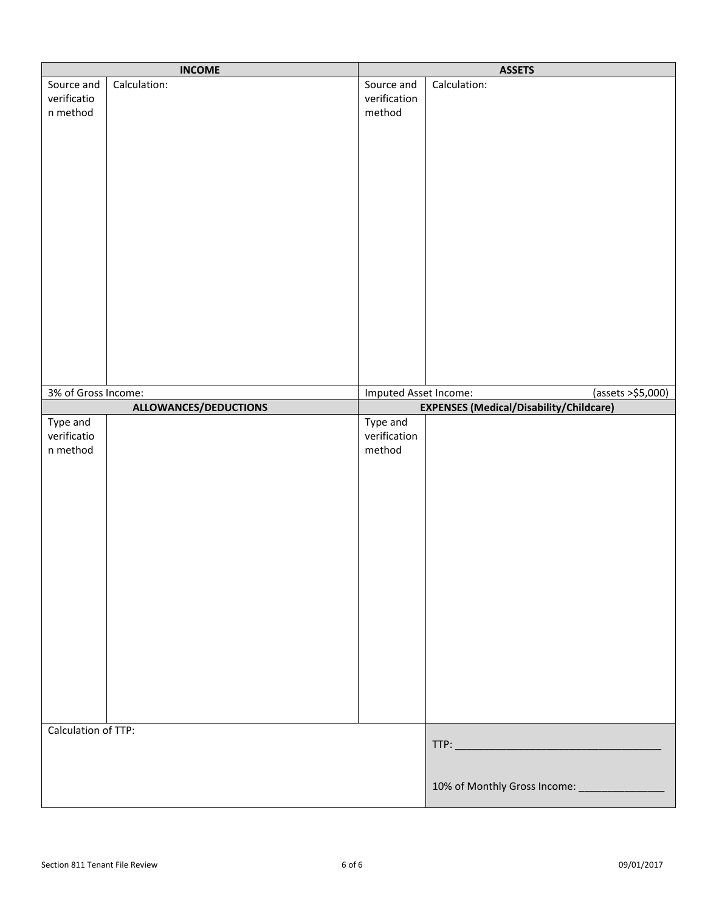| INCOME | | ASSETS | |
|---|---|---|---|
| Source and verification method | Calculation: | Source and verification method | Calculation: |
| 3% of Gross Income: | | Imputed Asset Income: (assets >$5,000) | |
| **ALLOWANCES/DEDUCTIONS** | | **EXPENSES (Medical/Disability/Childcare)** | |
| Type and verification method | | Type and verification method | |
| Calculation of TTP: | | | TTP: ___________________________________<br><br>10% of Monthly Gross Income: _______________ |